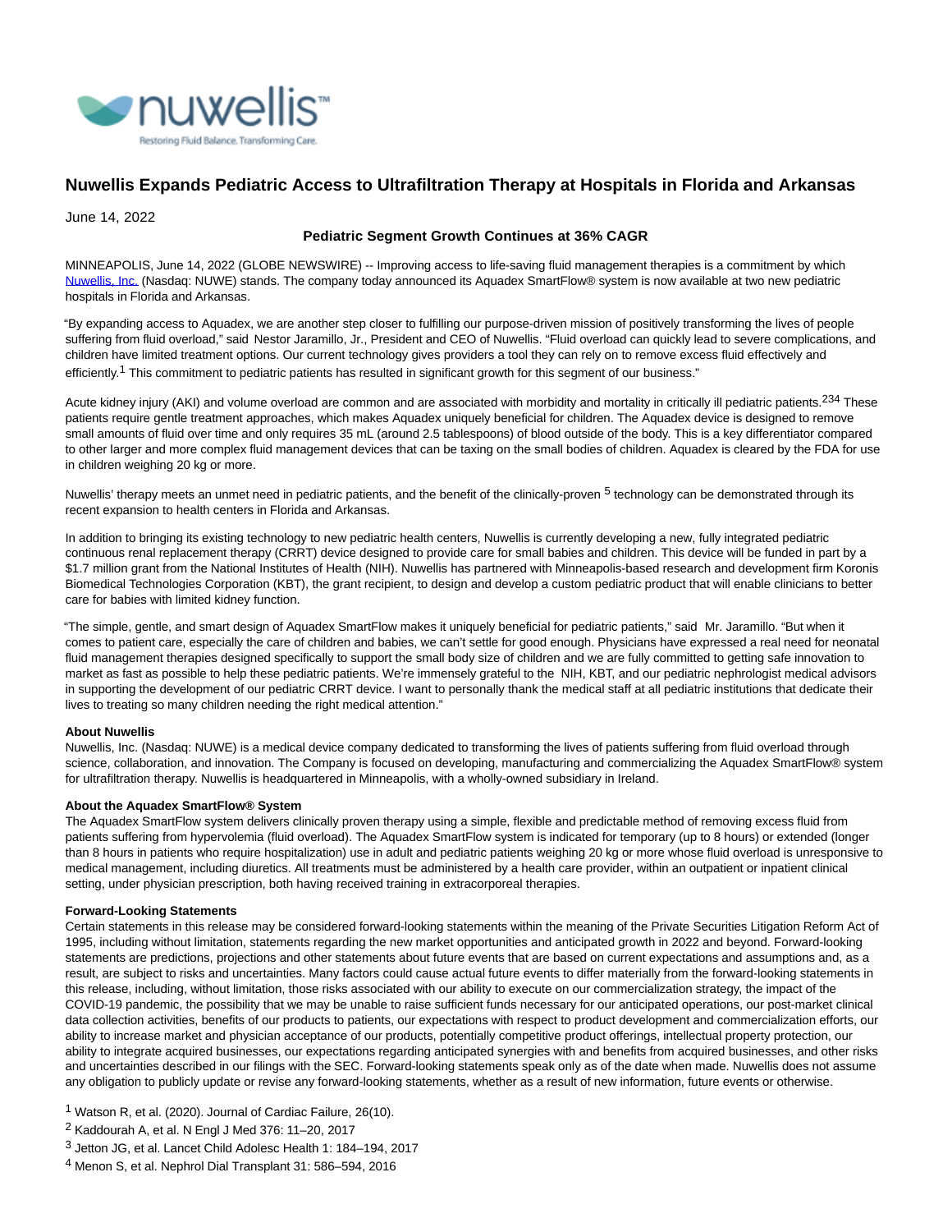# Nuwellis Expands Pediatric Access to Ultrafiltration Therapy at Hospitals in Florida and Arkansas

June 14, 2022

**Pediatric Segment Growth Continues at 36% CAGR**

MINNEAPOLIS, June 14, 2022 (GLOBE NEWSWIRE) -- Improving access to life-saving fluid management therapies is a commitment by which Nuwellis, Inc. (Nasdaq: NUWE) stands. The company today announced its Aquadex SmartFlow® system is now available at two new pediatric hospitals in Florida and Arkansas.

"By expanding access to Aquadex, we are another step closer to fulfilling our purpose-driven mission of positively transforming the lives of people suffering from fluid overload," said Nestor Jaramillo, Jr., President and CEO of Nuwellis. "Fluid overload can quickly lead to severe complications, and children have limited treatment options. Our current technology gives providers a tool they can rely on to remove excess fluid effectively and efficiently.[1] This commitment to pediatric patients has resulted in significant growth for this segment of our business."

Acute kidney injury (AKI) and volume overload are common and are associated with morbidity and mortality in critically ill pediatric patients.[2,3,4] These patients require gentle treatment approaches, which makes Aquadex uniquely beneficial for children. The Aquadex device is designed to remove small amounts of fluid over time and only requires 35 mL (around 2.5 tablespoons) of blood outside of the body. This is a key differentiator compared to other larger and more complex fluid management devices that can be taxing on the small bodies of children. Aquadex is cleared by the FDA for use in children weighing 20 kg or more.

Nuwellis' therapy meets an unmet need in pediatric patients, and the benefit of the clinically-proven [5] technology can be demonstrated through its recent expansion to health centers in Florida and Arkansas.

In addition to bringing its existing technology to new pediatric health centers, Nuwellis is currently developing a new, fully integrated pediatric continuous renal replacement therapy (CRRT) device designed to provide care for small babies and children. This device will be funded in part by a $1.7 million grant from the National Institutes of Health (NIH). Nuwellis has partnered with Minneapolis-based research and development firm Koronis Biomedical Technologies Corporation (KBT), the grant recipient, to design and develop a custom pediatric product that will enable clinicians to better care for babies with limited kidney function.

"The simple, gentle, and smart design of Aquadex SmartFlow makes it uniquely beneficial for pediatric patients," said Mr. Jaramillo. "But when it comes to patient care, especially the care of children and babies, we can't settle for good enough. Physicians have expressed a real need for neonatal fluid management therapies designed specifically to support the small body size of children and we are fully committed to getting safe innovation to market as fast as possible to help these pediatric patients. We're immensely grateful to the NIH, KBT, and our pediatric nephrologist medical advisors in supporting the development of our pediatric CRRT device. I want to personally thank the medical staff at all pediatric institutions that dedicate their lives to treating so many children needing the right medical attention."

**About Nuwellis**
Nuwellis, Inc. (Nasdaq: NUWE) is a medical device company dedicated to transforming the lives of patients suffering from fluid overload through science, collaboration, and innovation. The Company is focused on developing, manufacturing and commercializing the Aquadex SmartFlow® system for ultrafiltration therapy. Nuwellis is headquartered in Minneapolis, with a wholly-owned subsidiary in Ireland.

**About the Aquadex SmartFlow® System**
The Aquadex SmartFlow system delivers clinically proven therapy using a simple, flexible and predictable method of removing excess fluid from patients suffering from hypervolemia (fluid overload). The Aquadex SmartFlow system is indicated for temporary (up to 8 hours) or extended (longer than 8 hours in patients who require hospitalization) use in adult and pediatric patients weighing 20 kg or more whose fluid overload is unresponsive to medical management, including diuretics. All treatments must be administered by a health care provider, within an outpatient or inpatient clinical setting, under physician prescription, both having received training in extracorporeal therapies.

**Forward-Looking Statements**
Certain statements in this release may be considered forward-looking statements within the meaning of the Private Securities Litigation Reform Act of 1995, including without limitation, statements regarding the new market opportunities and anticipated growth in 2022 and beyond. Forward-looking statements are predictions, projections and other statements about future events that are based on current expectations and assumptions and, as a result, are subject to risks and uncertainties. Many factors could cause actual future events to differ materially from the forward-looking statements in this release, including, without limitation, those risks associated with our ability to execute on our commercialization strategy, the impact of the COVID-19 pandemic, the possibility that we may be unable to raise sufficient funds necessary for our anticipated operations, our post-market clinical data collection activities, benefits of our products to patients, our expectations with respect to product development and commercialization efforts, our ability to increase market and physician acceptance of our products, potentially competitive product offerings, intellectual property protection, our ability to integrate acquired businesses, our expectations regarding anticipated synergies with and benefits from acquired businesses, and other risks and uncertainties described in our filings with the SEC. Forward-looking statements speak only as of the date when made. Nuwellis does not assume any obligation to publicly update or revise any forward-looking statements, whether as a result of new information, future events or otherwise.

[1] Watson R, et al. (2020). Journal of Cardiac Failure, 26(10).

[2] Kaddourah A, et al. N Engl J Med 376: 11–20, 2017

[3] Jetton JG, et al. Lancet Child Adolesc Health 1: 184–194, 2017

[4] Menon S, et al. Nephrol Dial Transplant 31: 586–594, 2016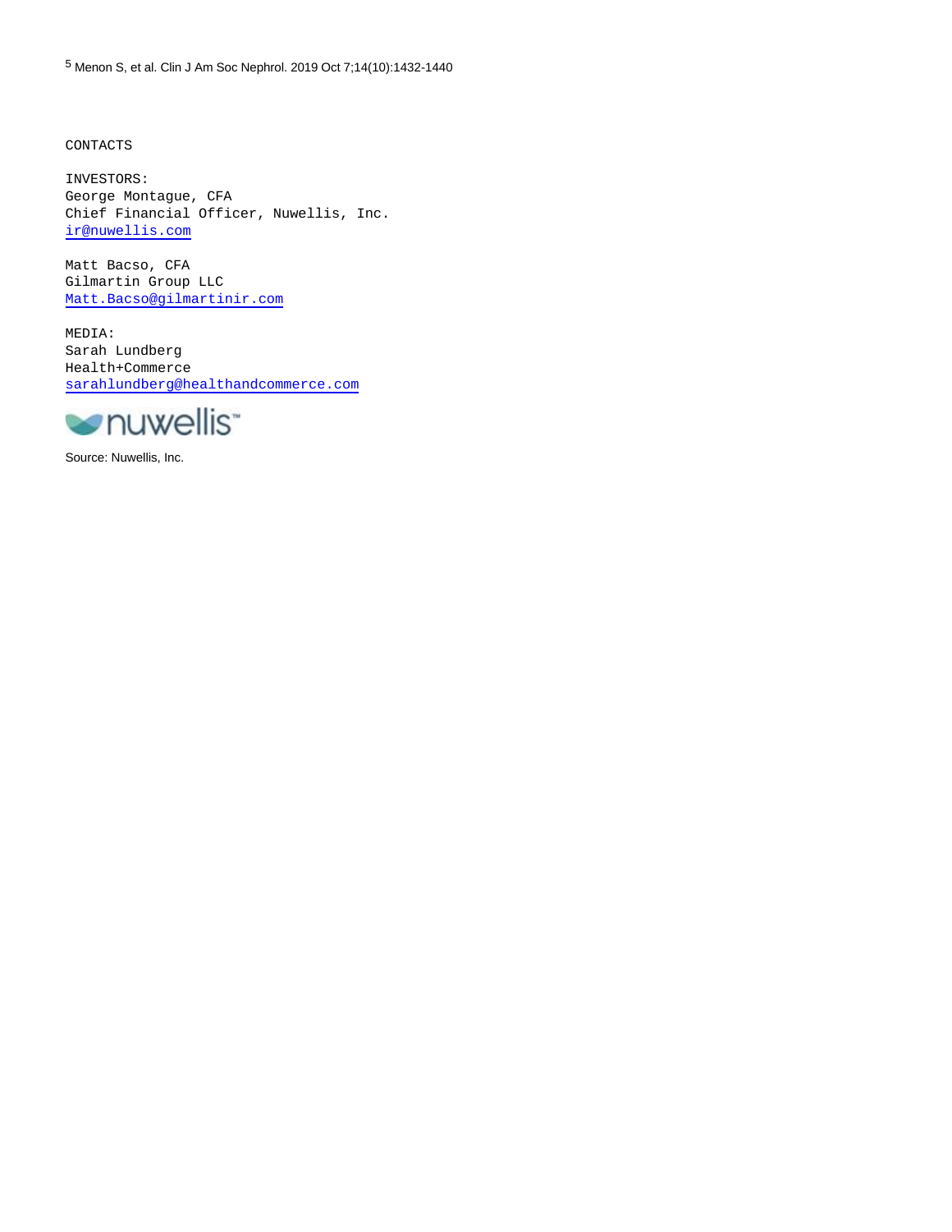[5] Menon S, et al. Clin J Am Soc Nephrol. 2019 Oct 7;14(10):1432-1440

CONTACTS

INVESTORS:
George Montague, CFA
Chief Financial Officer, Nuwellis, Inc.
ir@nuwellis.com

Matt Bacso, CFA
Gilmartin Group LLC
Matt.Bacso@gilmartinir.com

MEDIA:
Sarah Lundberg
Health+Commerce
sarahlundberg@healthandcommerce.com

nuwellis™

Source: Nuwellis, Inc.